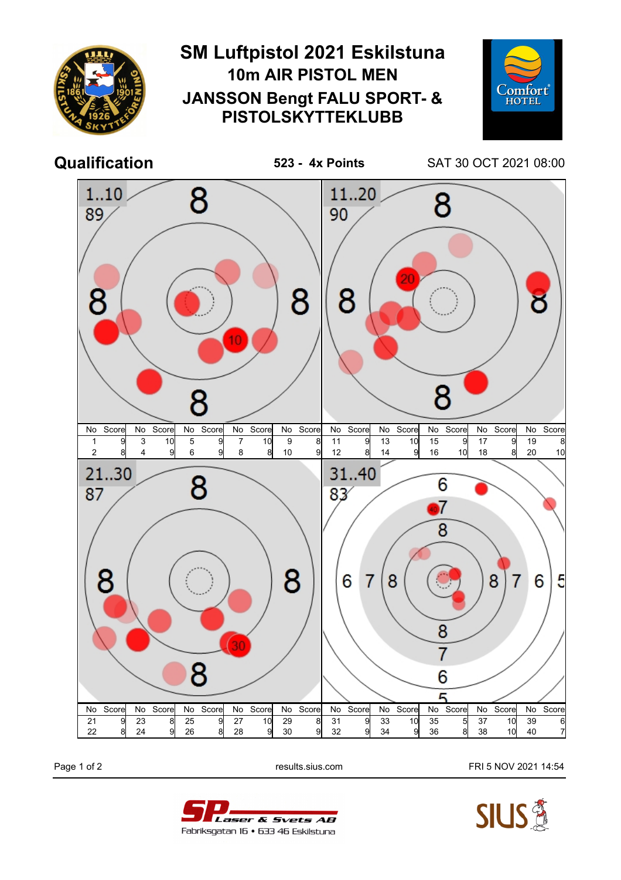# SM Luftpistol 2021 Eskilstuna

## 10m AIR PISTOL MEN

## JANSSON Bengt FALU SPORT- & PISTOLSKYTTEKLUBB

**Qualification** — **523 - 4x Points** — SAT 30 OCT 2021 08:00

**1..10** — 89

| No | Score | No | Score | No | Score | No | Score | No | Score |
|---|---|---|---|---|---|---|---|---|---|
| 1 | 9 | 3 | 10 | 5 | 9 | 7 | 10 | 9 | 8 |
| 2 | 8 | 4 | 9 | 6 | 9 | 8 | 8 | 10 | 9 |

**11..20** — 90

| No | Score | No | Score | No | Score | No | Score | No | Score |
|---|---|---|---|---|---|---|---|---|---|
| 11 | 9 | 13 | 10 | 15 | 9 | 17 | 9 | 19 | 8 |
| 12 | 8 | 14 | 9 | 16 | 10 | 18 | 8 | 20 | 10 |

**21..30** — 87

| No | Score | No | Score | No | Score | No | Score | No | Score |
|---|---|---|---|---|---|---|---|---|---|
| 21 | 9 | 23 | 8 | 25 | 9 | 27 | 10 | 29 | 8 |
| 22 | 8 | 24 | 9 | 26 | 8 | 28 | 9 | 30 | 9 |

**31..40** — 83

| No | Score | No | Score | No | Score | No | Score | No | Score |
|---|---|---|---|---|---|---|---|---|---|
| 31 | 9 | 33 | 10 | 35 | 5 | 37 | 10 | 39 | 6 |
| 32 | 9 | 34 | 9 | 36 | 8 | 38 | 10 | 40 | 7 |

results.sius.com — FRI 5 NOV 2021 14:54

SP Laser & Svets AB, Fabriksgatan 16 • 633 46 Eskilstuna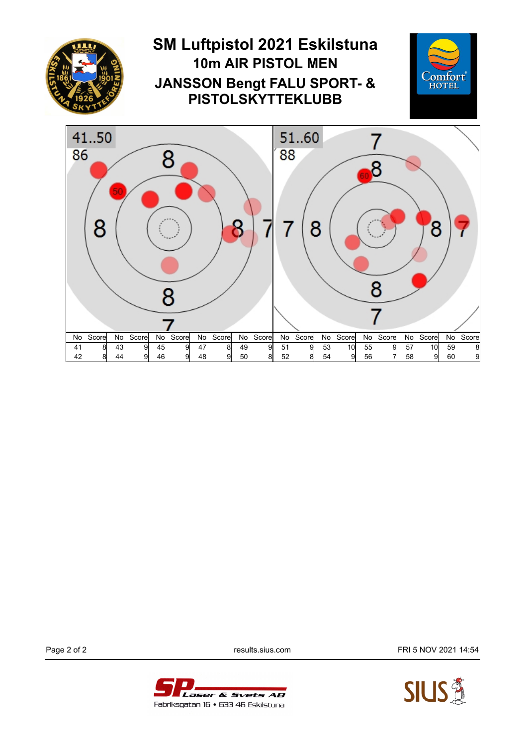# SM Luftpistol 2021 Eskilstuna

## 10m AIR PISTOL MEN

## JANSSON Bengt FALU SPORT- & PISTOLSKYTTEKLUBB

41..50
86

51..60
88

| No | Score | No | Score | No | Score | No | Score | No | Score | No | Score | No | Score | No | Score | No | Score | No | Score |
|---|---|---|---|---|---|---|---|---|---|---|---|---|---|---|---|---|---|---|---|
| 41 | 8 | 43 | 9 | 45 | 9 | 47 | 8 | 49 | 9 | 51 | 9 | 53 | 10 | 55 | 9 | 57 | 10 | 59 | 8 |
| 42 | 8 | 44 | 9 | 46 | 9 | 48 | 9 | 50 | 8 | 52 | 8 | 54 | 9 | 56 | 7 | 58 | 9 | 60 | 9 |

results.sius.com

FRI 5 NOV 2021 14:54

SP Laser & Svets AB
Fabriksgatan 16 • 633 46 Eskilstuna